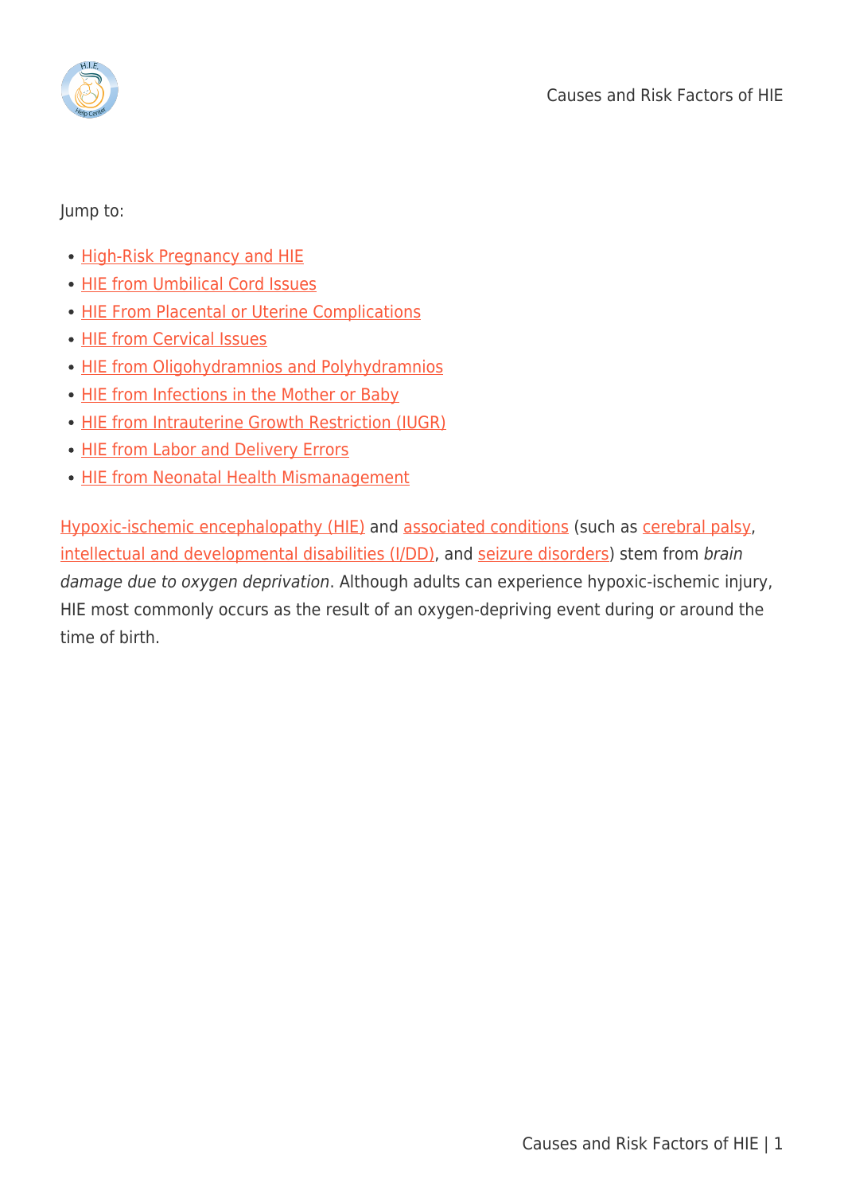Jump to:

- High-Risk Pregnancy and HIE
- HIE from Umbilical Cord Issues
- HIE From Placental or Uterine Complications
- HIE from Cervical Issues
- HIE from Oligohydramnios and Polyhydramnios
- HIE from Infections in the Mother or Baby
- HIE from Intrauterine Growth Restriction (IUGR)
- HIE from Labor and Delivery Errors
- HIE from Neonatal Health Mismanagement

Hypoxic-ischemic encephalopathy (HIE) and associated conditions (such as cerebral palsy, intellectual and developmental disabilities (I/DD), and seizure disorders) stem from *brain damage due to oxygen deprivation*. Although adults can experience hypoxic-ischemic injury, HIE most commonly occurs as the result of an oxygen-depriving event during or around the time of birth.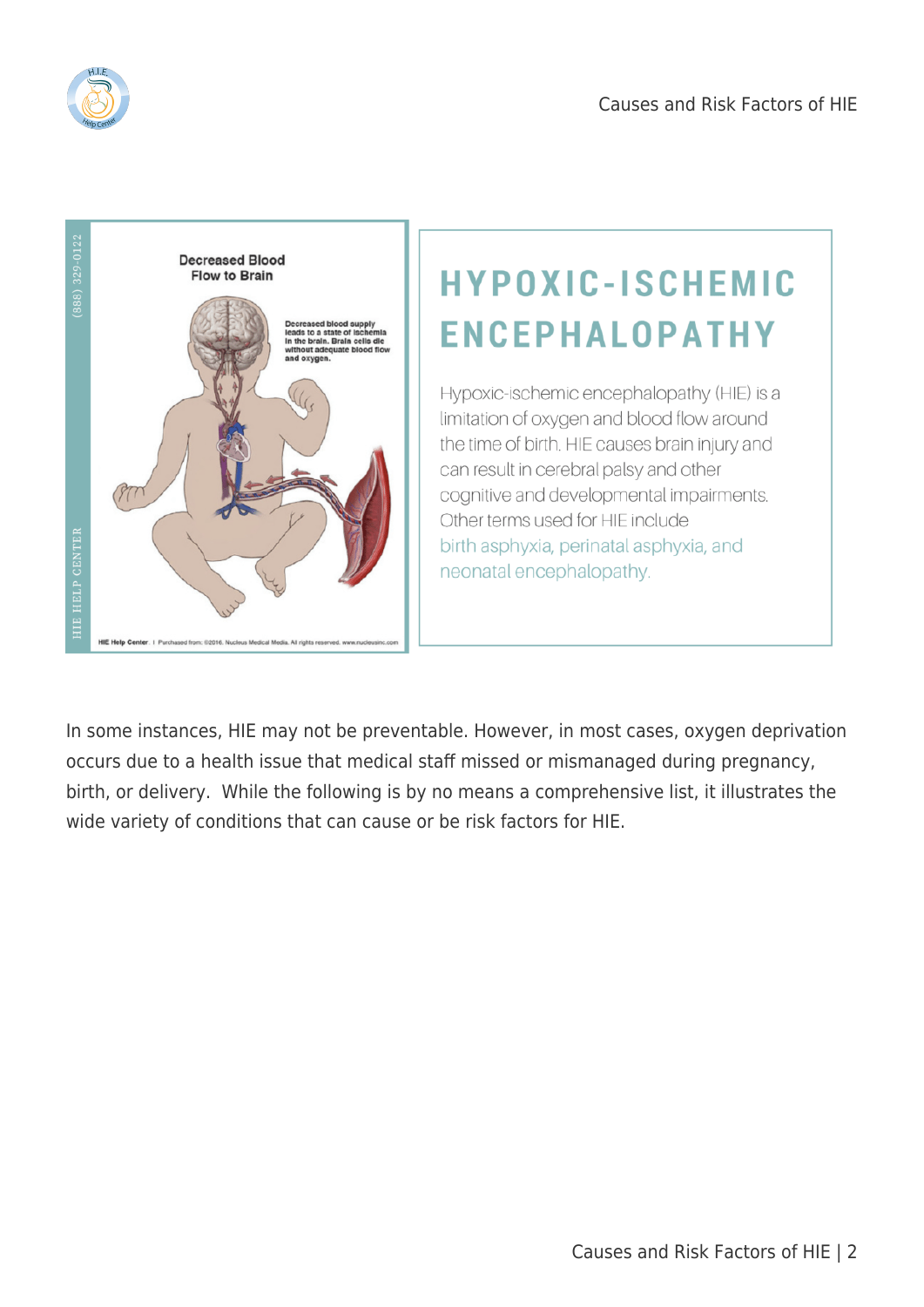# HYPOXIC-ISCHEMIC ENCEPHALOPATHY

Hypoxic-ischemic encephalopathy (HIE) is a limitation of oxygen and blood flow around the time of birth. HIE causes brain injury and can result in cerebral palsy and other cognitive and developmental impairments. Other terms used for HIE include birth asphyxia, perinatal asphyxia, and neonatal encephalopathy.

In some instances, HIE may not be preventable. However, in most cases, oxygen deprivation occurs due to a health issue that medical staff missed or mismanaged during pregnancy, birth, or delivery. While the following is by no means a comprehensive list, it illustrates the wide variety of conditions that can cause or be risk factors for HIE.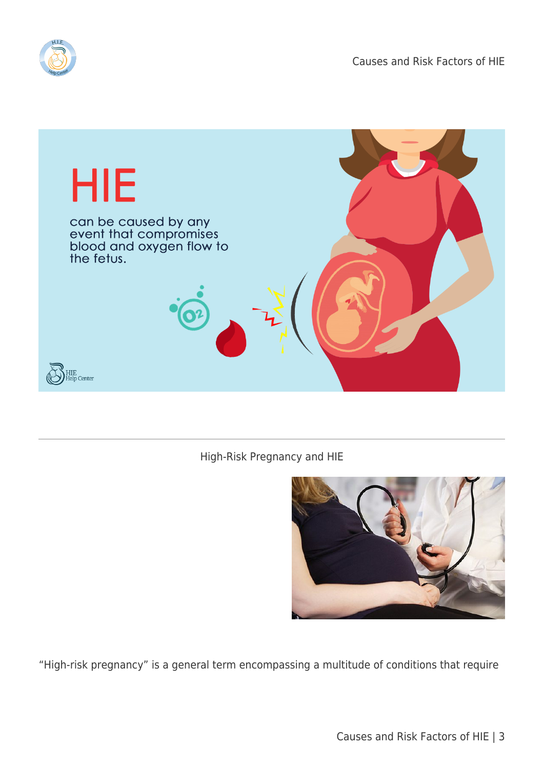## High-Risk Pregnancy and HIE

"High-risk pregnancy" is a general term encompassing a multitude of conditions that require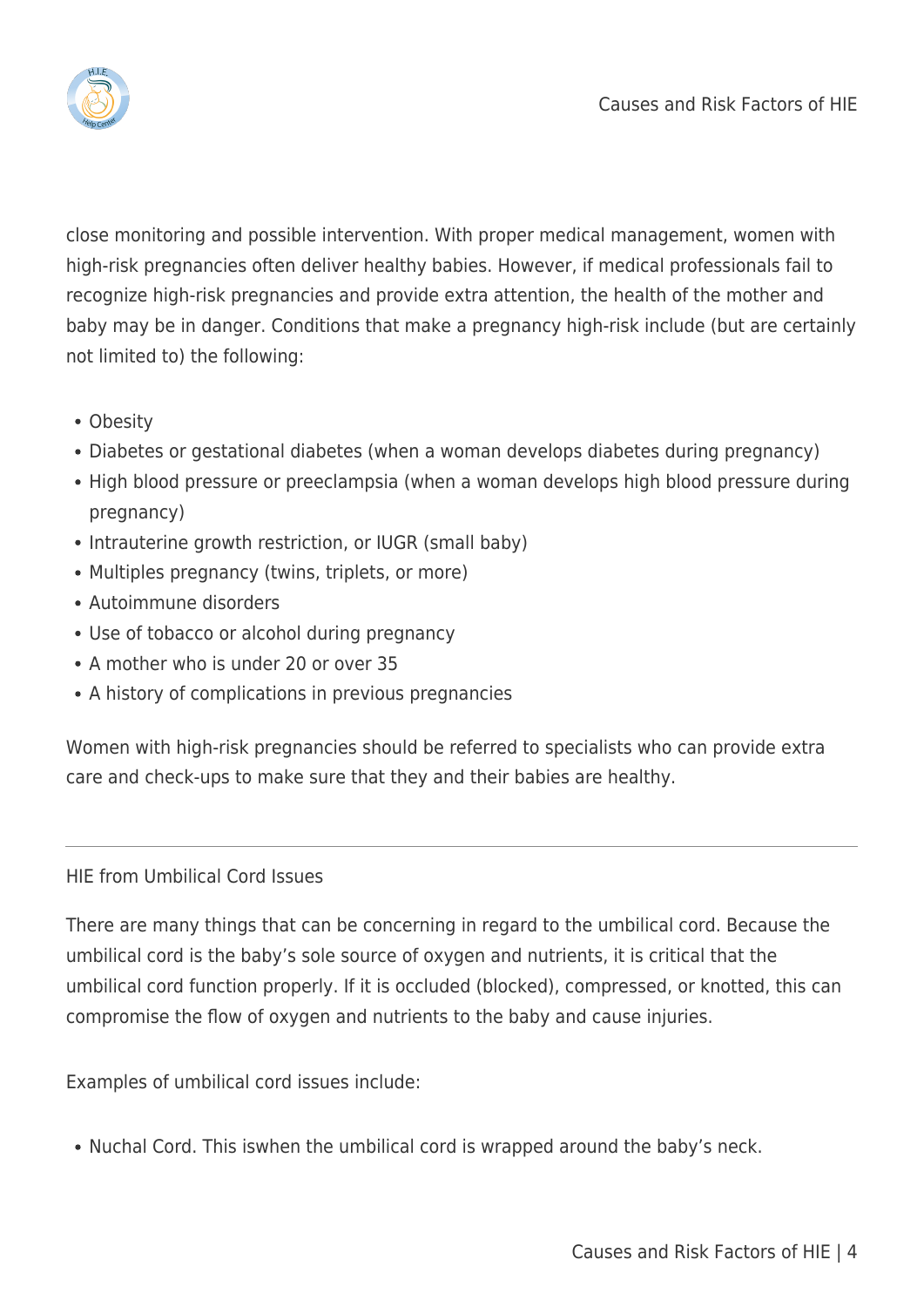close monitoring and possible intervention. With proper medical management, women with high-risk pregnancies often deliver healthy babies. However, if medical professionals fail to recognize high-risk pregnancies and provide extra attention, the health of the mother and baby may be in danger. Conditions that make a pregnancy high-risk include (but are certainly not limited to) the following:

- Obesity
- Diabetes or gestational diabetes (when a woman develops diabetes during pregnancy)
- High blood pressure or preeclampsia (when a woman develops high blood pressure during pregnancy)
- Intrauterine growth restriction, or IUGR (small baby)
- Multiples pregnancy (twins, triplets, or more)
- Autoimmune disorders
- Use of tobacco or alcohol during pregnancy
- A mother who is under 20 or over 35
- A history of complications in previous pregnancies

Women with high-risk pregnancies should be referred to specialists who can provide extra care and check-ups to make sure that they and their babies are healthy.

---

## HIE from Umbilical Cord Issues

There are many things that can be concerning in regard to the umbilical cord. Because the umbilical cord is the baby's sole source of oxygen and nutrients, it is critical that the umbilical cord function properly. If it is occluded (blocked), compressed, or knotted, this can compromise the flow of oxygen and nutrients to the baby and cause injuries.

Examples of umbilical cord issues include:

- Nuchal Cord. This iswhen the umbilical cord is wrapped around the baby's neck.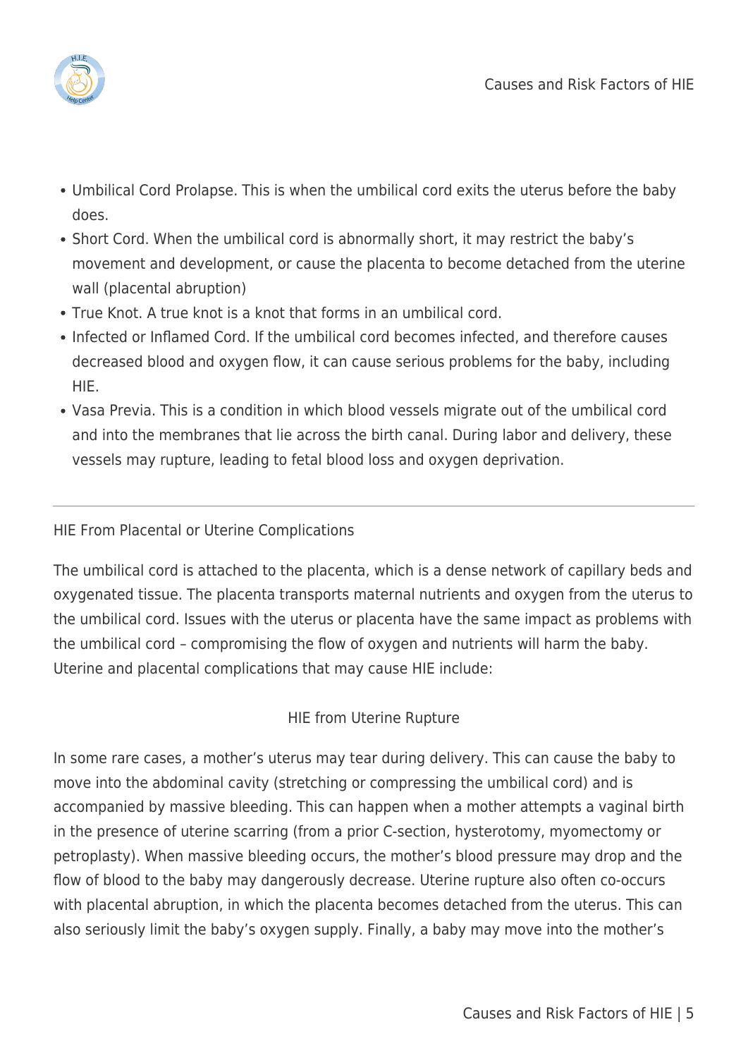- Umbilical Cord Prolapse. This is when the umbilical cord exits the uterus before the baby does.
- Short Cord. When the umbilical cord is abnormally short, it may restrict the baby's movement and development, or cause the placenta to become detached from the uterine wall (placental abruption)
- True Knot. A true knot is a knot that forms in an umbilical cord.
- Infected or Inflamed Cord. If the umbilical cord becomes infected, and therefore causes decreased blood and oxygen flow, it can cause serious problems for the baby, including HIE.
- Vasa Previa. This is a condition in which blood vessels migrate out of the umbilical cord and into the membranes that lie across the birth canal. During labor and delivery, these vessels may rupture, leading to fetal blood loss and oxygen deprivation.

---

## HIE From Placental or Uterine Complications

The umbilical cord is attached to the placenta, which is a dense network of capillary beds and oxygenated tissue. The placenta transports maternal nutrients and oxygen from the uterus to the umbilical cord. Issues with the uterus or placenta have the same impact as problems with the umbilical cord – compromising the flow of oxygen and nutrients will harm the baby. Uterine and placental complications that may cause HIE include:

### HIE from Uterine Rupture

In some rare cases, a mother's uterus may tear during delivery. This can cause the baby to move into the abdominal cavity (stretching or compressing the umbilical cord) and is accompanied by massive bleeding. This can happen when a mother attempts a vaginal birth in the presence of uterine scarring (from a prior C-section, hysterotomy, myomectomy or petroplasty). When massive bleeding occurs, the mother's blood pressure may drop and the flow of blood to the baby may dangerously decrease. Uterine rupture also often co-occurs with placental abruption, in which the placenta becomes detached from the uterus. This can also seriously limit the baby's oxygen supply. Finally, a baby may move into the mother's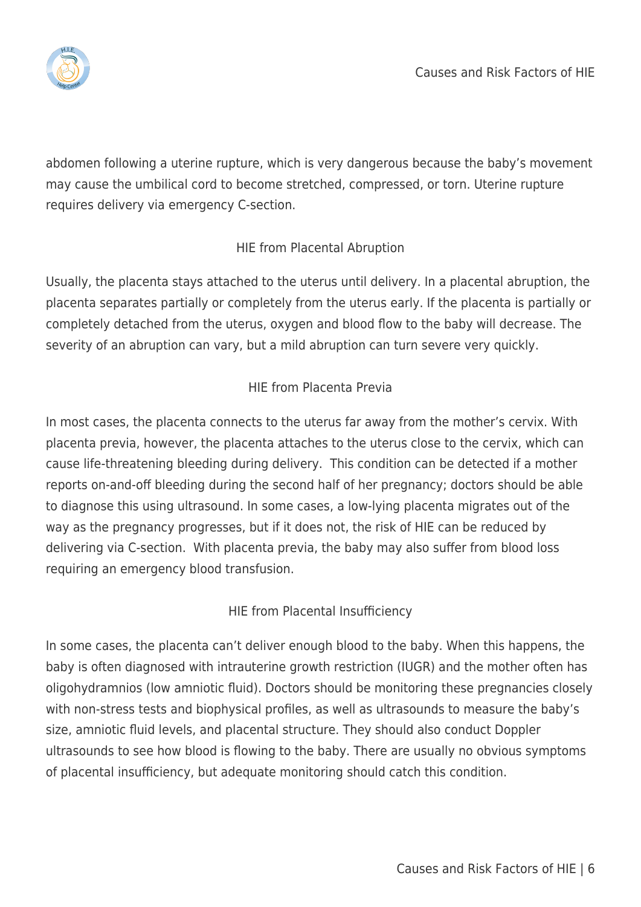abdomen following a uterine rupture, which is very dangerous because the baby's movement may cause the umbilical cord to become stretched, compressed, or torn. Uterine rupture requires delivery via emergency C-section.

### HIE from Placental Abruption

Usually, the placenta stays attached to the uterus until delivery. In a placental abruption, the placenta separates partially or completely from the uterus early. If the placenta is partially or completely detached from the uterus, oxygen and blood flow to the baby will decrease. The severity of an abruption can vary, but a mild abruption can turn severe very quickly.

### HIE from Placenta Previa

In most cases, the placenta connects to the uterus far away from the mother's cervix. With placenta previa, however, the placenta attaches to the uterus close to the cervix, which can cause life-threatening bleeding during delivery.  This condition can be detected if a mother reports on-and-off bleeding during the second half of her pregnancy; doctors should be able to diagnose this using ultrasound. In some cases, a low-lying placenta migrates out of the way as the pregnancy progresses, but if it does not, the risk of HIE can be reduced by delivering via C-section.  With placenta previa, the baby may also suffer from blood loss requiring an emergency blood transfusion.

### HIE from Placental Insufficiency

In some cases, the placenta can't deliver enough blood to the baby. When this happens, the baby is often diagnosed with intrauterine growth restriction (IUGR) and the mother often has oligohydramnios (low amniotic fluid). Doctors should be monitoring these pregnancies closely with non-stress tests and biophysical profiles, as well as ultrasounds to measure the baby's size, amniotic fluid levels, and placental structure. They should also conduct Doppler ultrasounds to see how blood is flowing to the baby. There are usually no obvious symptoms of placental insufficiency, but adequate monitoring should catch this condition.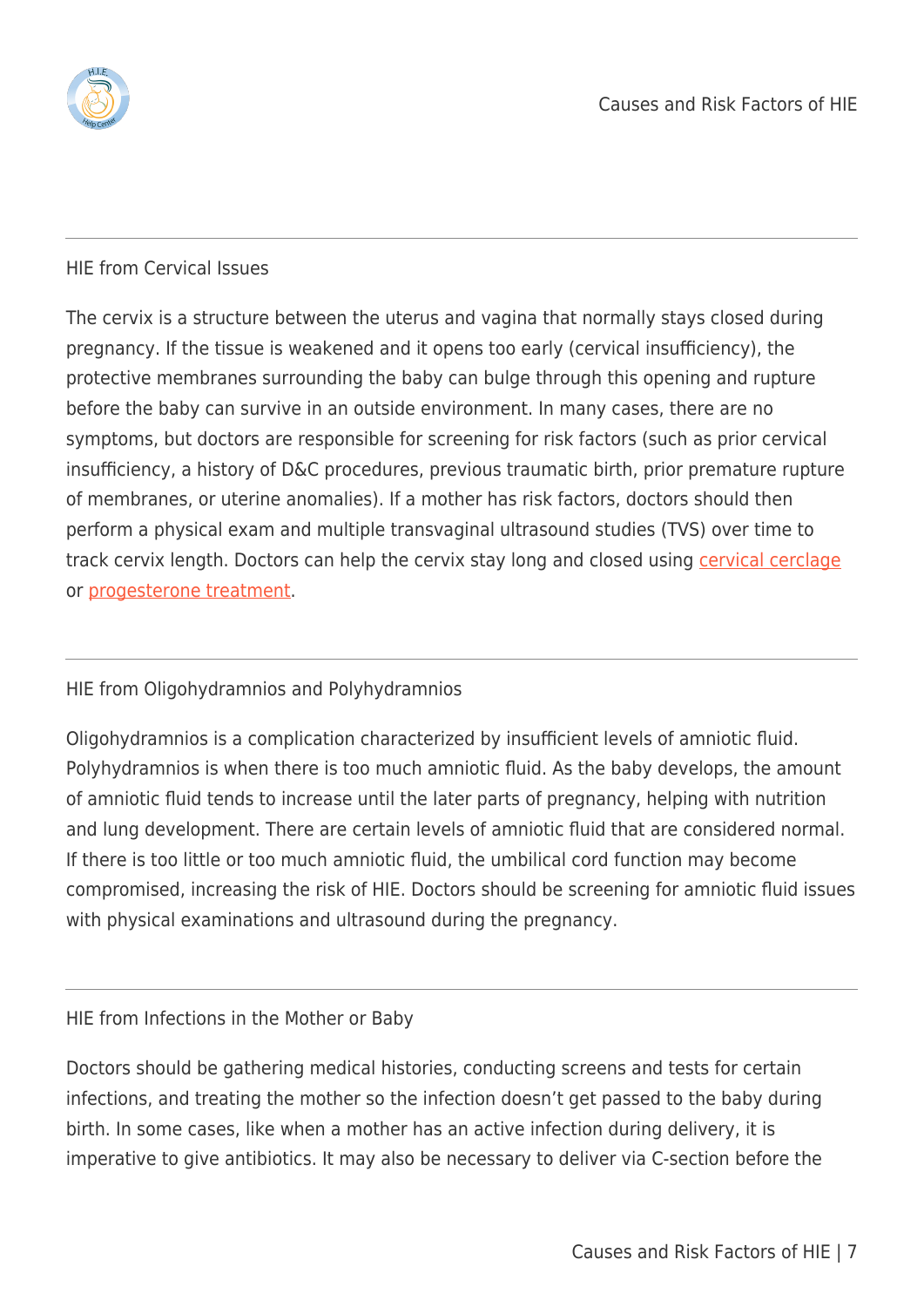## HIE from Cervical Issues

The cervix is a structure between the uterus and vagina that normally stays closed during pregnancy. If the tissue is weakened and it opens too early (cervical insufficiency), the protective membranes surrounding the baby can bulge through this opening and rupture before the baby can survive in an outside environment. In many cases, there are no symptoms, but doctors are responsible for screening for risk factors (such as prior cervical insufficiency, a history of D&C procedures, previous traumatic birth, prior premature rupture of membranes, or uterine anomalies). If a mother has risk factors, doctors should then perform a physical exam and multiple transvaginal ultrasound studies (TVS) over time to track cervix length. Doctors can help the cervix stay long and closed using cervical cerclage or progesterone treatment.

## HIE from Oligohydramnios and Polyhydramnios

Oligohydramnios is a complication characterized by insufficient levels of amniotic fluid. Polyhydramnios is when there is too much amniotic fluid. As the baby develops, the amount of amniotic fluid tends to increase until the later parts of pregnancy, helping with nutrition and lung development. There are certain levels of amniotic fluid that are considered normal. If there is too little or too much amniotic fluid, the umbilical cord function may become compromised, increasing the risk of HIE. Doctors should be screening for amniotic fluid issues with physical examinations and ultrasound during the pregnancy.

## HIE from Infections in the Mother or Baby

Doctors should be gathering medical histories, conducting screens and tests for certain infections, and treating the mother so the infection doesn't get passed to the baby during birth. In some cases, like when a mother has an active infection during delivery, it is imperative to give antibiotics. It may also be necessary to deliver via C-section before the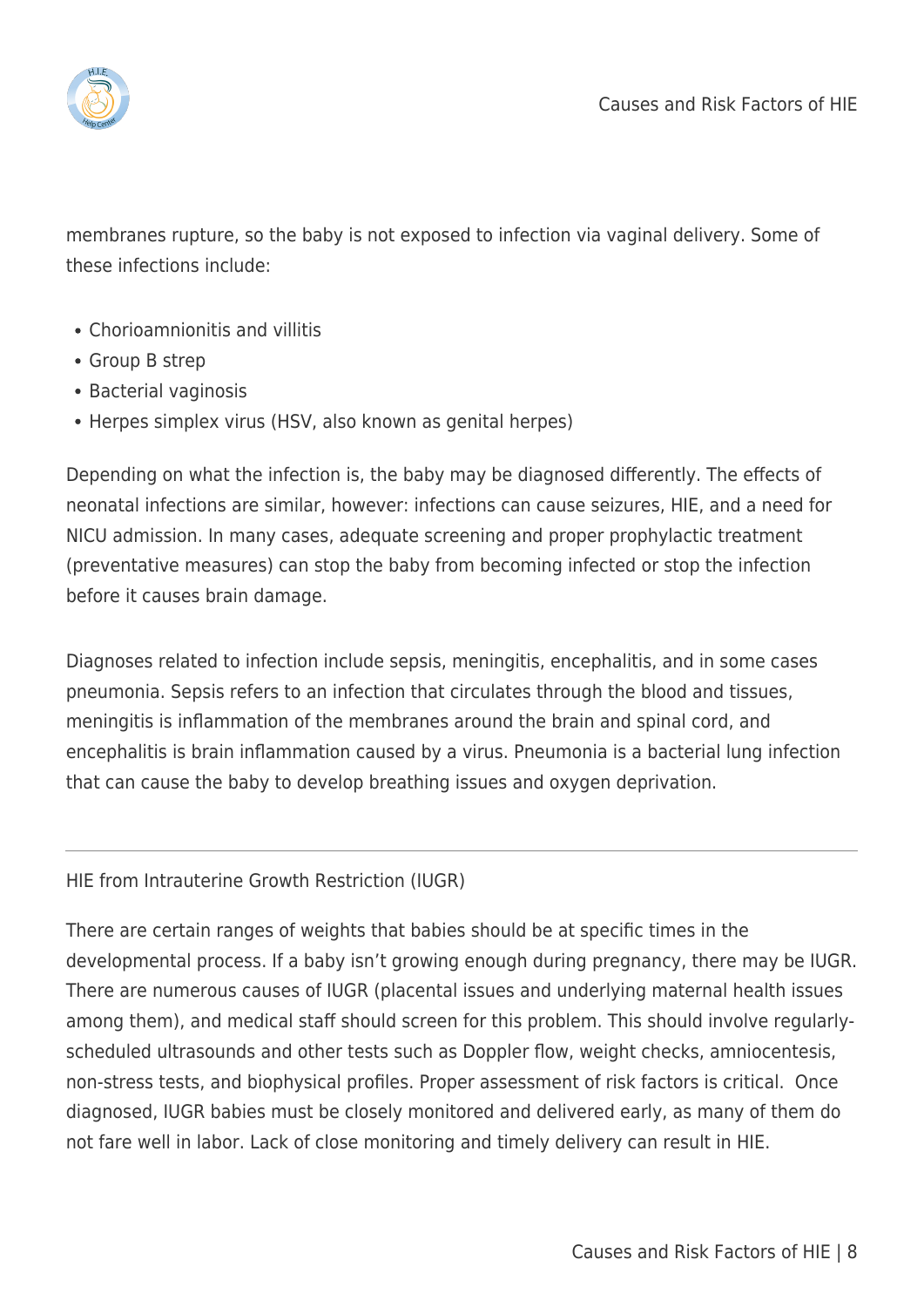membranes rupture, so the baby is not exposed to infection via vaginal delivery. Some of these infections include:

- Chorioamnionitis and villitis
- Group B strep
- Bacterial vaginosis
- Herpes simplex virus (HSV, also known as genital herpes)

Depending on what the infection is, the baby may be diagnosed differently. The effects of neonatal infections are similar, however: infections can cause seizures, HIE, and a need for NICU admission. In many cases, adequate screening and proper prophylactic treatment (preventative measures) can stop the baby from becoming infected or stop the infection before it causes brain damage.

Diagnoses related to infection include sepsis, meningitis, encephalitis, and in some cases pneumonia. Sepsis refers to an infection that circulates through the blood and tissues, meningitis is inflammation of the membranes around the brain and spinal cord, and encephalitis is brain inflammation caused by a virus. Pneumonia is a bacterial lung infection that can cause the baby to develop breathing issues and oxygen deprivation.

---

## HIE from Intrauterine Growth Restriction (IUGR)

There are certain ranges of weights that babies should be at specific times in the developmental process. If a baby isn't growing enough during pregnancy, there may be IUGR. There are numerous causes of IUGR (placental issues and underlying maternal health issues among them), and medical staff should screen for this problem. This should involve regularly-scheduled ultrasounds and other tests such as Doppler flow, weight checks, amniocentesis, non-stress tests, and biophysical profiles. Proper assessment of risk factors is critical. Once diagnosed, IUGR babies must be closely monitored and delivered early, as many of them do not fare well in labor. Lack of close monitoring and timely delivery can result in HIE.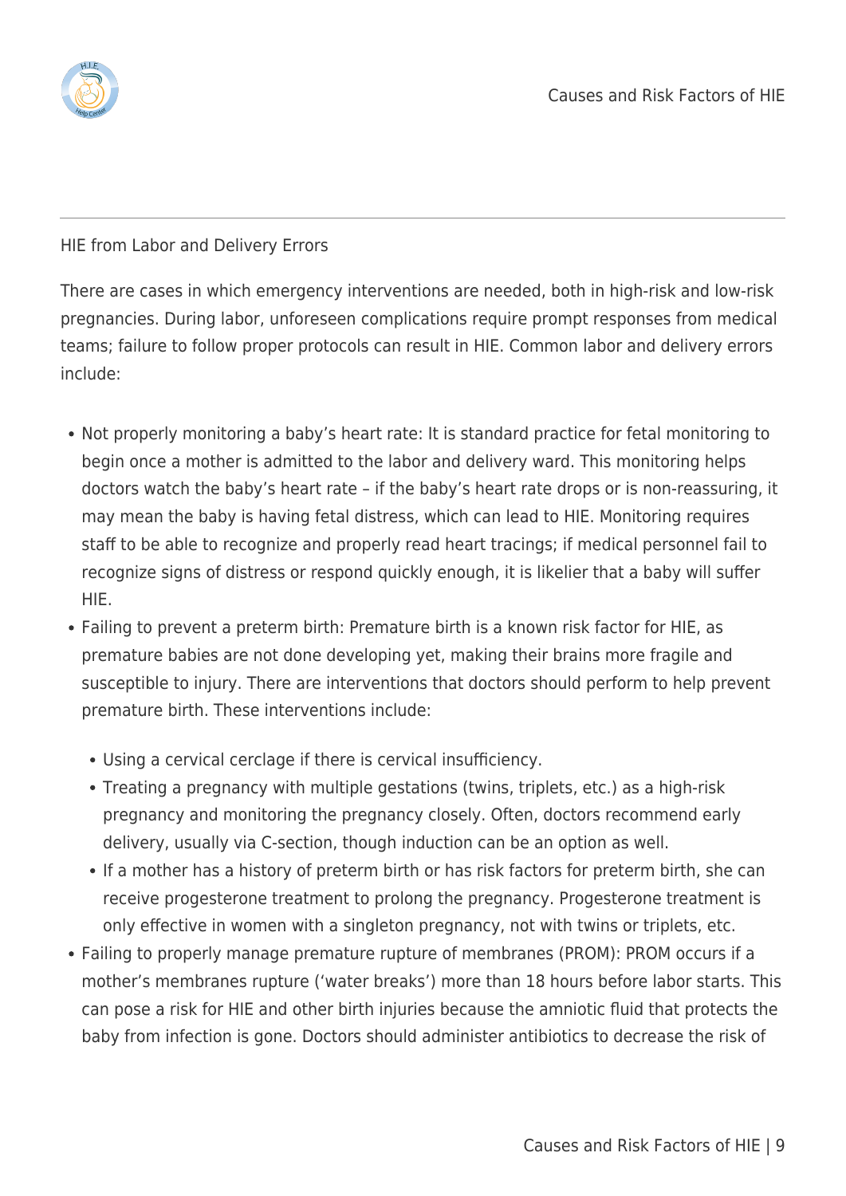## HIE from Labor and Delivery Errors

There are cases in which emergency interventions are needed, both in high-risk and low-risk pregnancies. During labor, unforeseen complications require prompt responses from medical teams; failure to follow proper protocols can result in HIE. Common labor and delivery errors include:

- Not properly monitoring a baby's heart rate: It is standard practice for fetal monitoring to begin once a mother is admitted to the labor and delivery ward. This monitoring helps doctors watch the baby's heart rate – if the baby's heart rate drops or is non-reassuring, it may mean the baby is having fetal distress, which can lead to HIE. Monitoring requires staff to be able to recognize and properly read heart tracings; if medical personnel fail to recognize signs of distress or respond quickly enough, it is likelier that a baby will suffer HIE.
- Failing to prevent a preterm birth: Premature birth is a known risk factor for HIE, as premature babies are not done developing yet, making their brains more fragile and susceptible to injury. There are interventions that doctors should perform to help prevent premature birth. These interventions include:
  - Using a cervical cerclage if there is cervical insufficiency.
  - Treating a pregnancy with multiple gestations (twins, triplets, etc.) as a high-risk pregnancy and monitoring the pregnancy closely. Often, doctors recommend early delivery, usually via C-section, though induction can be an option as well.
  - If a mother has a history of preterm birth or has risk factors for preterm birth, she can receive progesterone treatment to prolong the pregnancy. Progesterone treatment is only effective in women with a singleton pregnancy, not with twins or triplets, etc.
- Failing to properly manage premature rupture of membranes (PROM): PROM occurs if a mother's membranes rupture ('water breaks') more than 18 hours before labor starts. This can pose a risk for HIE and other birth injuries because the amniotic fluid that protects the baby from infection is gone. Doctors should administer antibiotics to decrease the risk of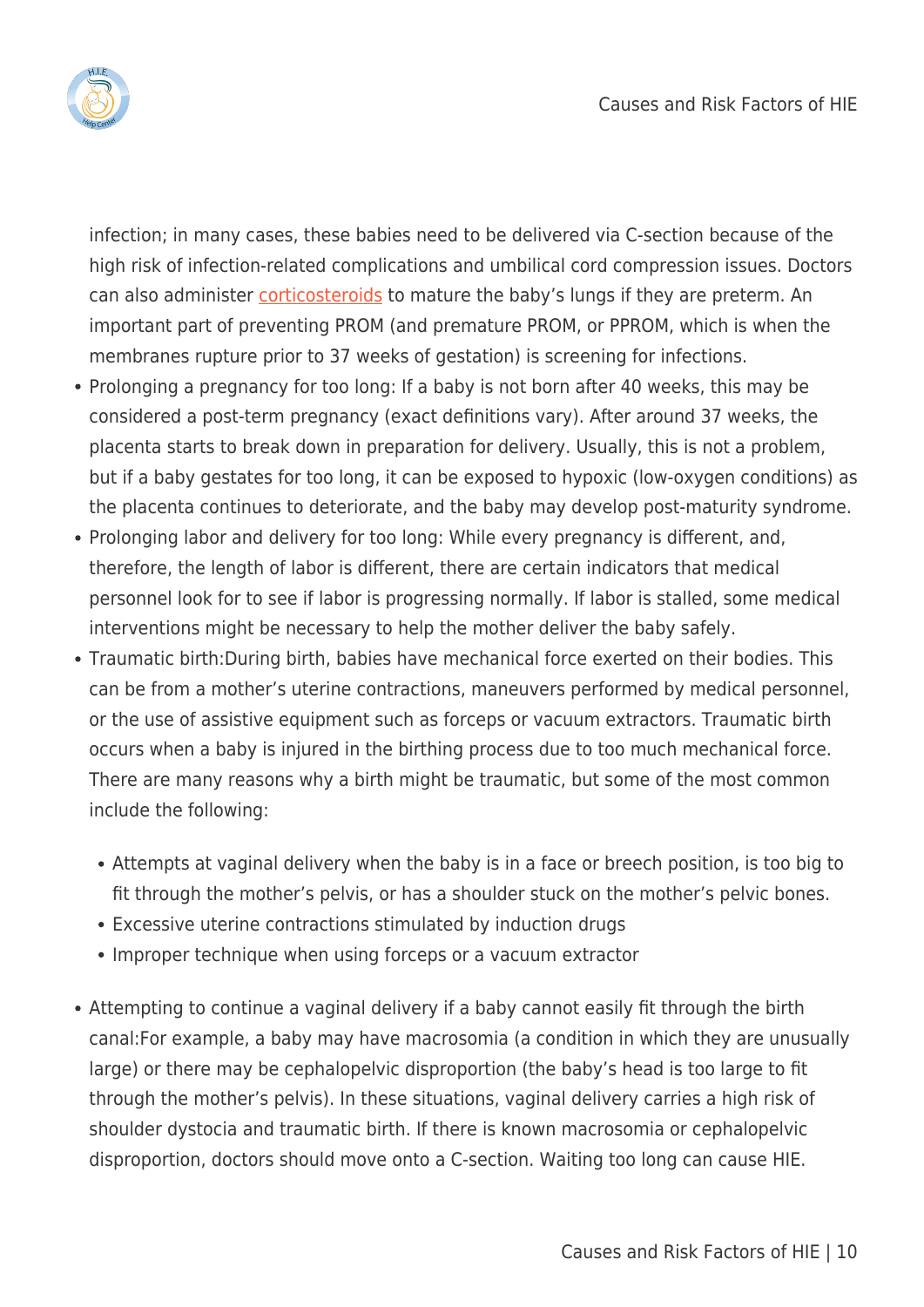infection; in many cases, these babies need to be delivered via C-section because of the high risk of infection-related complications and umbilical cord compression issues. Doctors can also administer corticosteroids to mature the baby's lungs if they are preterm. An important part of preventing PROM (and premature PROM, or PPROM, which is when the membranes rupture prior to 37 weeks of gestation) is screening for infections.

- Prolonging a pregnancy for too long: If a baby is not born after 40 weeks, this may be considered a post-term pregnancy (exact definitions vary). After around 37 weeks, the placenta starts to break down in preparation for delivery. Usually, this is not a problem, but if a baby gestates for too long, it can be exposed to hypoxic (low-oxygen conditions) as the placenta continues to deteriorate, and the baby may develop post-maturity syndrome.
- Prolonging labor and delivery for too long: While every pregnancy is different, and, therefore, the length of labor is different, there are certain indicators that medical personnel look for to see if labor is progressing normally. If labor is stalled, some medical interventions might be necessary to help the mother deliver the baby safely.
- Traumatic birth:During birth, babies have mechanical force exerted on their bodies. This can be from a mother's uterine contractions, maneuvers performed by medical personnel, or the use of assistive equipment such as forceps or vacuum extractors. Traumatic birth occurs when a baby is injured in the birthing process due to too much mechanical force. There are many reasons why a birth might be traumatic, but some of the most common include the following:
  - Attempts at vaginal delivery when the baby is in a face or breech position, is too big to fit through the mother's pelvis, or has a shoulder stuck on the mother's pelvic bones.
  - Excessive uterine contractions stimulated by induction drugs
  - Improper technique when using forceps or a vacuum extractor
- Attempting to continue a vaginal delivery if a baby cannot easily fit through the birth canal:For example, a baby may have macrosomia (a condition in which they are unusually large) or there may be cephalopelvic disproportion (the baby's head is too large to fit through the mother's pelvis). In these situations, vaginal delivery carries a high risk of shoulder dystocia and traumatic birth. If there is known macrosomia or cephalopelvic disproportion, doctors should move onto a C-section. Waiting too long can cause HIE.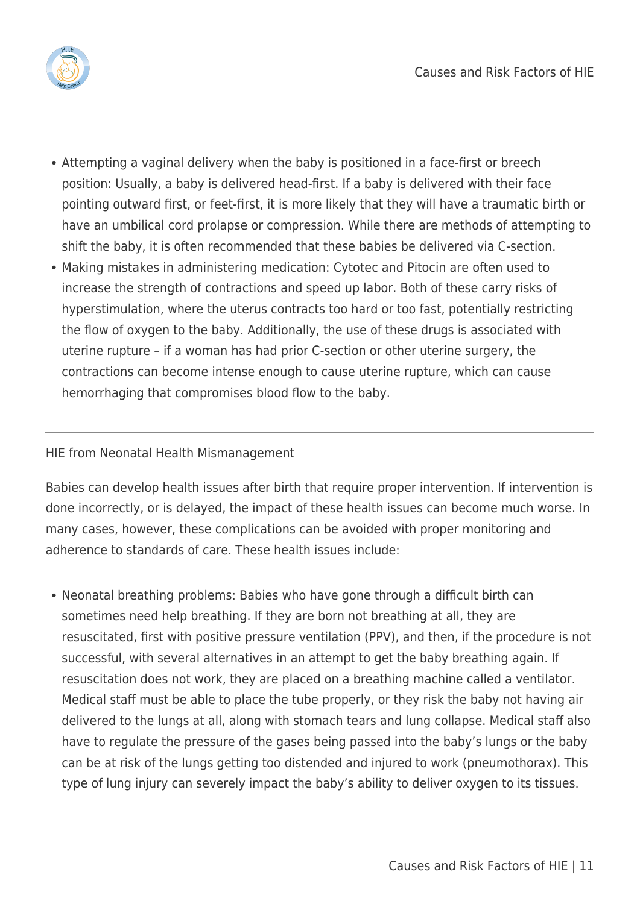- Attempting a vaginal delivery when the baby is positioned in a face-first or breech position: Usually, a baby is delivered head-first. If a baby is delivered with their face pointing outward first, or feet-first, it is more likely that they will have a traumatic birth or have an umbilical cord prolapse or compression. While there are methods of attempting to shift the baby, it is often recommended that these babies be delivered via C-section.
- Making mistakes in administering medication: Cytotec and Pitocin are often used to increase the strength of contractions and speed up labor. Both of these carry risks of hyperstimulation, where the uterus contracts too hard or too fast, potentially restricting the flow of oxygen to the baby. Additionally, the use of these drugs is associated with uterine rupture – if a woman has had prior C-section or other uterine surgery, the contractions can become intense enough to cause uterine rupture, which can cause hemorrhaging that compromises blood flow to the baby.

---

## HIE from Neonatal Health Mismanagement

Babies can develop health issues after birth that require proper intervention. If intervention is done incorrectly, or is delayed, the impact of these health issues can become much worse. In many cases, however, these complications can be avoided with proper monitoring and adherence to standards of care. These health issues include:

- Neonatal breathing problems: Babies who have gone through a difficult birth can sometimes need help breathing. If they are born not breathing at all, they are resuscitated, first with positive pressure ventilation (PPV), and then, if the procedure is not successful, with several alternatives in an attempt to get the baby breathing again. If resuscitation does not work, they are placed on a breathing machine called a ventilator. Medical staff must be able to place the tube properly, or they risk the baby not having air delivered to the lungs at all, along with stomach tears and lung collapse. Medical staff also have to regulate the pressure of the gases being passed into the baby's lungs or the baby can be at risk of the lungs getting too distended and injured to work (pneumothorax). This type of lung injury can severely impact the baby's ability to deliver oxygen to its tissues.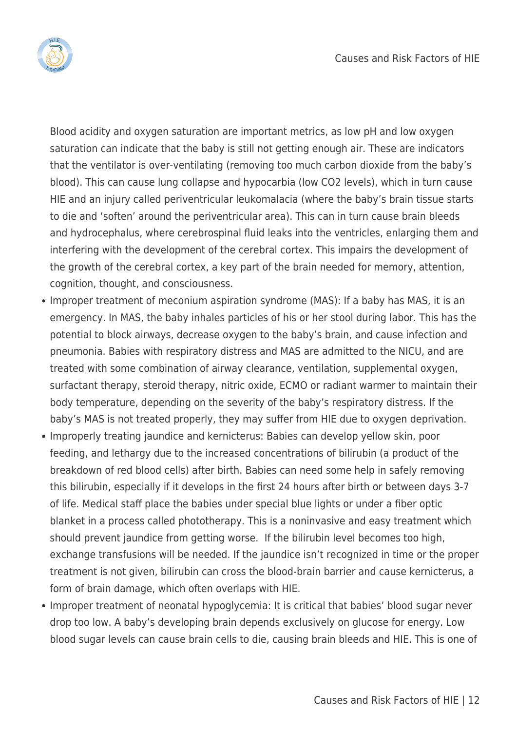Blood acidity and oxygen saturation are important metrics, as low pH and low oxygen saturation can indicate that the baby is still not getting enough air. These are indicators that the ventilator is over-ventilating (removing too much carbon dioxide from the baby's blood). This can cause lung collapse and hypocarbia (low $CO_2$ levels), which in turn cause HIE and an injury called periventricular leukomalacia (where the baby's brain tissue starts to die and 'soften' around the periventricular area). This can in turn cause brain bleeds and hydrocephalus, where cerebrospinal fluid leaks into the ventricles, enlarging them and interfering with the development of the cerebral cortex. This impairs the development of the growth of the cerebral cortex, a key part of the brain needed for memory, attention, cognition, thought, and consciousness.

- Improper treatment of meconium aspiration syndrome (MAS): If a baby has MAS, it is an emergency. In MAS, the baby inhales particles of his or her stool during labor. This has the potential to block airways, decrease oxygen to the baby's brain, and cause infection and pneumonia. Babies with respiratory distress and MAS are admitted to the NICU, and are treated with some combination of airway clearance, ventilation, supplemental oxygen, surfactant therapy, steroid therapy, nitric oxide, ECMO or radiant warmer to maintain their body temperature, depending on the severity of the baby's respiratory distress. If the baby's MAS is not treated properly, they may suffer from HIE due to oxygen deprivation.
- Improperly treating jaundice and kernicterus: Babies can develop yellow skin, poor feeding, and lethargy due to the increased concentrations of bilirubin (a product of the breakdown of red blood cells) after birth. Babies can need some help in safely removing this bilirubin, especially if it develops in the first 24 hours after birth or between days 3-7 of life. Medical staff place the babies under special blue lights or under a fiber optic blanket in a process called phototherapy. This is a noninvasive and easy treatment which should prevent jaundice from getting worse. If the bilirubin level becomes too high, exchange transfusions will be needed. If the jaundice isn't recognized in time or the proper treatment is not given, bilirubin can cross the blood-brain barrier and cause kernicterus, a form of brain damage, which often overlaps with HIE.
- Improper treatment of neonatal hypoglycemia: It is critical that babies' blood sugar never drop too low. A baby's developing brain depends exclusively on glucose for energy. Low blood sugar levels can cause brain cells to die, causing brain bleeds and HIE. This is one of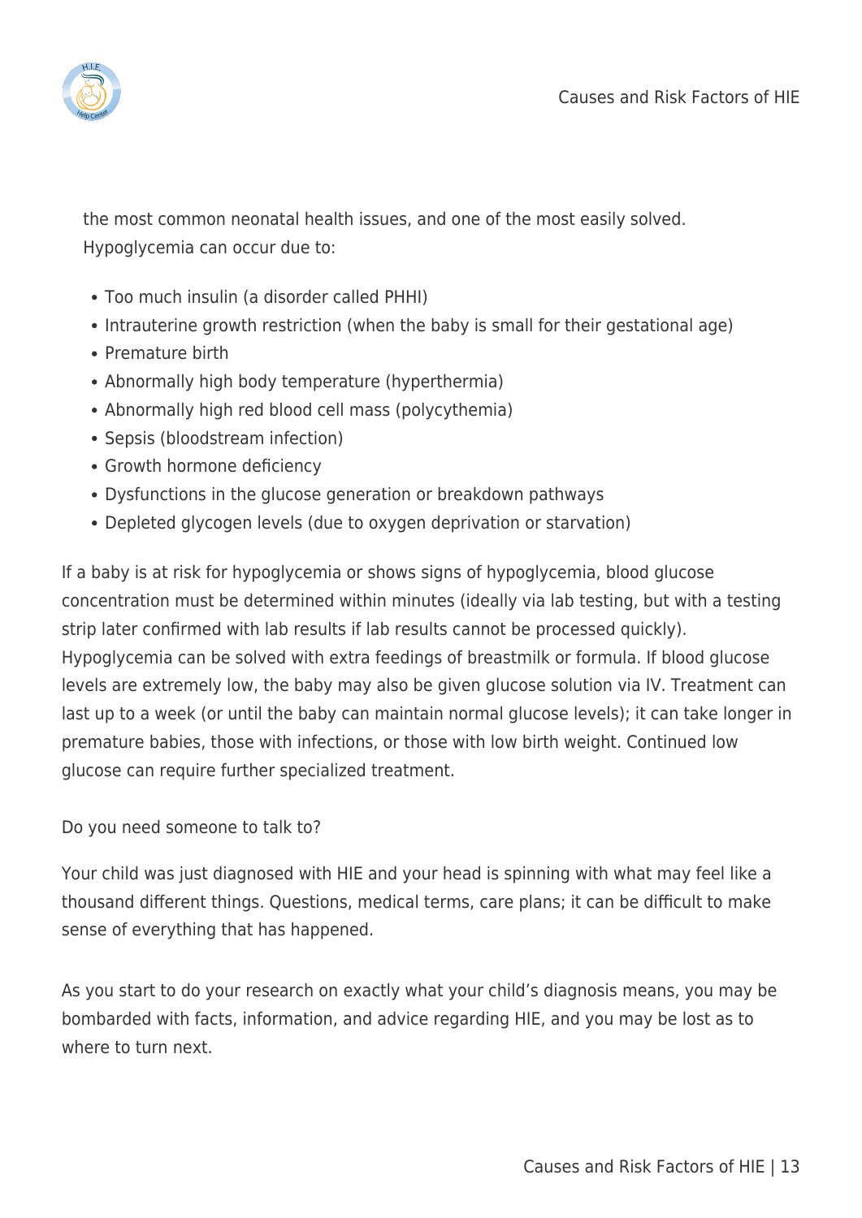the most common neonatal health issues, and one of the most easily solved. Hypoglycemia can occur due to:

- Too much insulin (a disorder called PHHI)
- Intrauterine growth restriction (when the baby is small for their gestational age)
- Premature birth
- Abnormally high body temperature (hyperthermia)
- Abnormally high red blood cell mass (polycythemia)
- Sepsis (bloodstream infection)
- Growth hormone deficiency
- Dysfunctions in the glucose generation or breakdown pathways
- Depleted glycogen levels (due to oxygen deprivation or starvation)

If a baby is at risk for hypoglycemia or shows signs of hypoglycemia, blood glucose concentration must be determined within minutes (ideally via lab testing, but with a testing strip later confirmed with lab results if lab results cannot be processed quickly). Hypoglycemia can be solved with extra feedings of breastmilk or formula. If blood glucose levels are extremely low, the baby may also be given glucose solution via IV. Treatment can last up to a week (or until the baby can maintain normal glucose levels); it can take longer in premature babies, those with infections, or those with low birth weight. Continued low glucose can require further specialized treatment.

Do you need someone to talk to?

Your child was just diagnosed with HIE and your head is spinning with what may feel like a thousand different things. Questions, medical terms, care plans; it can be difficult to make sense of everything that has happened.

As you start to do your research on exactly what your child's diagnosis means, you may be bombarded with facts, information, and advice regarding HIE, and you may be lost as to where to turn next.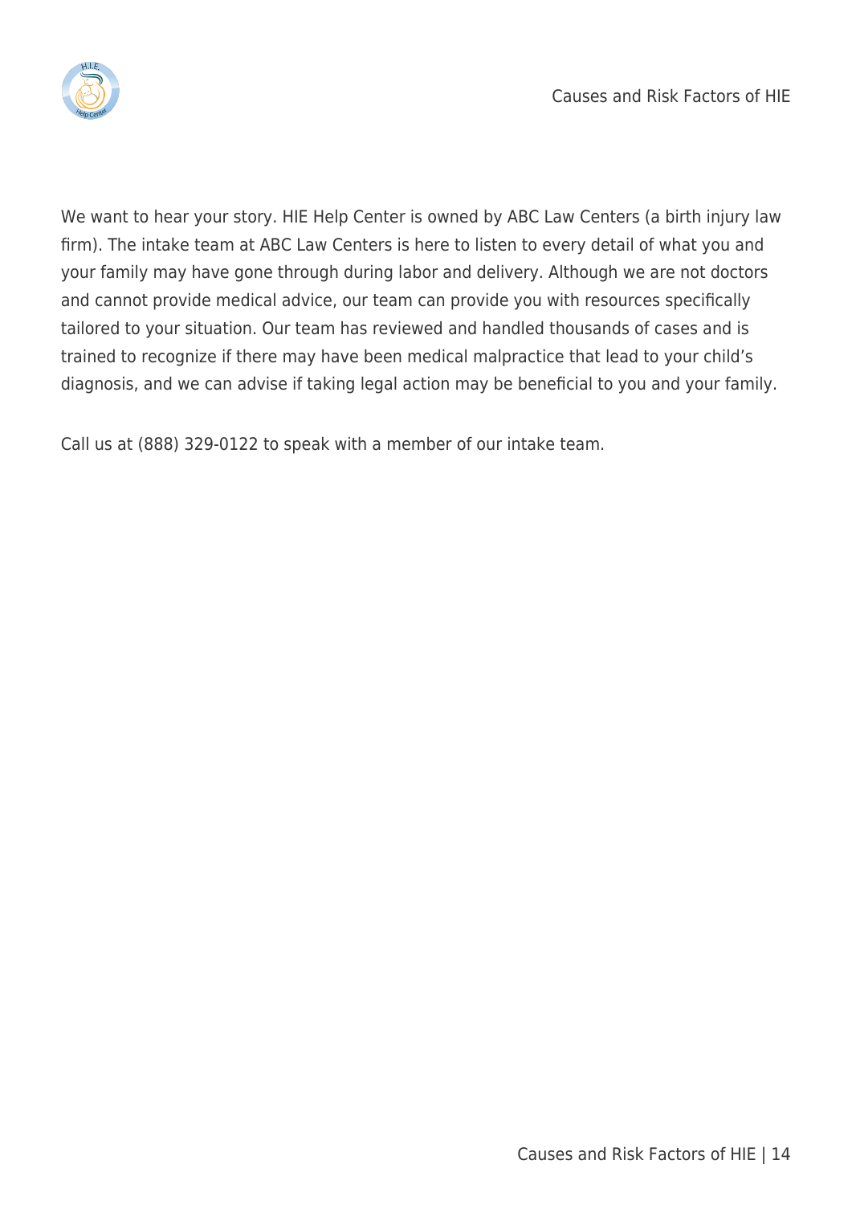We want to hear your story. HIE Help Center is owned by ABC Law Centers (a birth injury law firm). The intake team at ABC Law Centers is here to listen to every detail of what you and your family may have gone through during labor and delivery. Although we are not doctors and cannot provide medical advice, our team can provide you with resources specifically tailored to your situation. Our team has reviewed and handled thousands of cases and is trained to recognize if there may have been medical malpractice that lead to your child's diagnosis, and we can advise if taking legal action may be beneficial to you and your family.

Call us at (888) 329-0122 to speak with a member of our intake team.